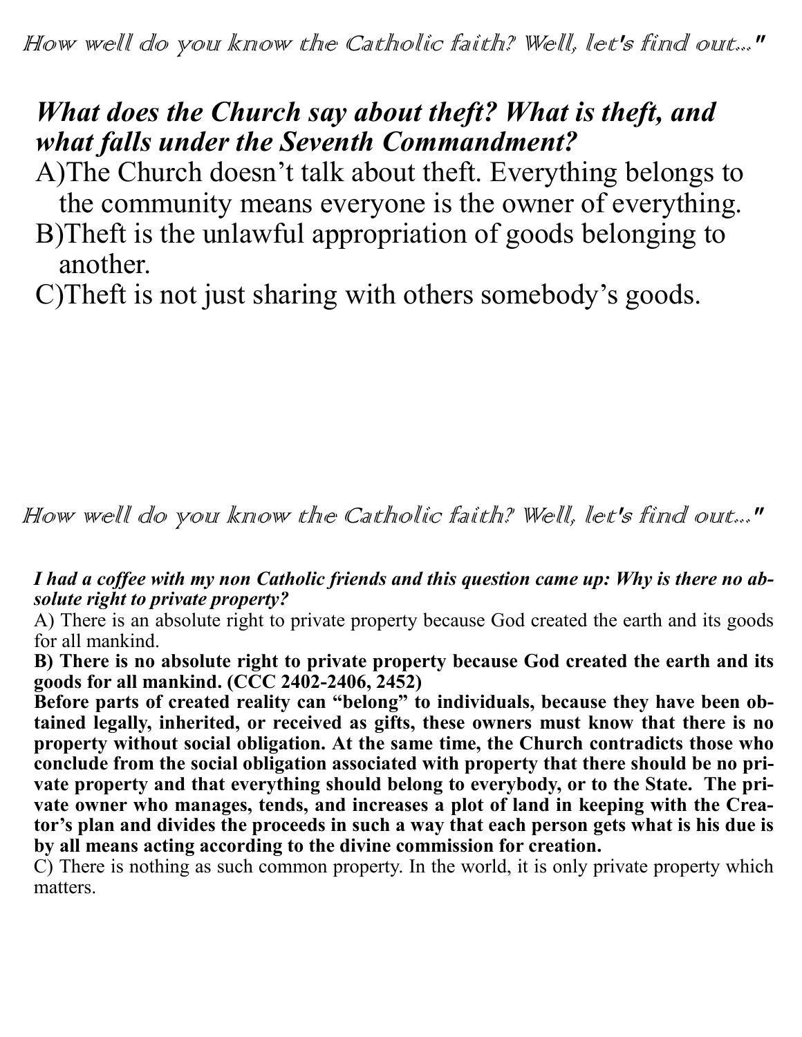*How well do you know the Catholic faith? Well, let's find out..."*

***What does the Church say about theft? What is theft, and what falls under the Seventh Commandment?***

A)The Church doesn't talk about theft. Everything belongs to the community means everyone is the owner of everything.

B)Theft is the unlawful appropriation of goods belonging to another.

C)Theft is not just sharing with others somebody's goods.

*How well do you know the Catholic faith? Well, let's find out..."*

***I had a coffee with my non Catholic friends and this question came up: Why is there no absolute right to private property?***

A) There is an absolute right to private property because God created the earth and its goods for all mankind.

**B) There is no absolute right to private property because God created the earth and its goods for all mankind. (CCC 2402-2406, 2452)**

**Before parts of created reality can "belong" to individuals, because they have been obtained legally, inherited, or received as gifts, these owners must know that there is no property without social obligation. At the same time, the Church contradicts those who conclude from the social obligation associated with property that there should be no private property and that everything should belong to everybody, or to the State. The private owner who manages, tends, and increases a plot of land in keeping with the Creator's plan and divides the proceeds in such a way that each person gets what is his due is by all means acting according to the divine commission for creation.**

C) There is nothing as such common property. In the world, it is only private property which matters.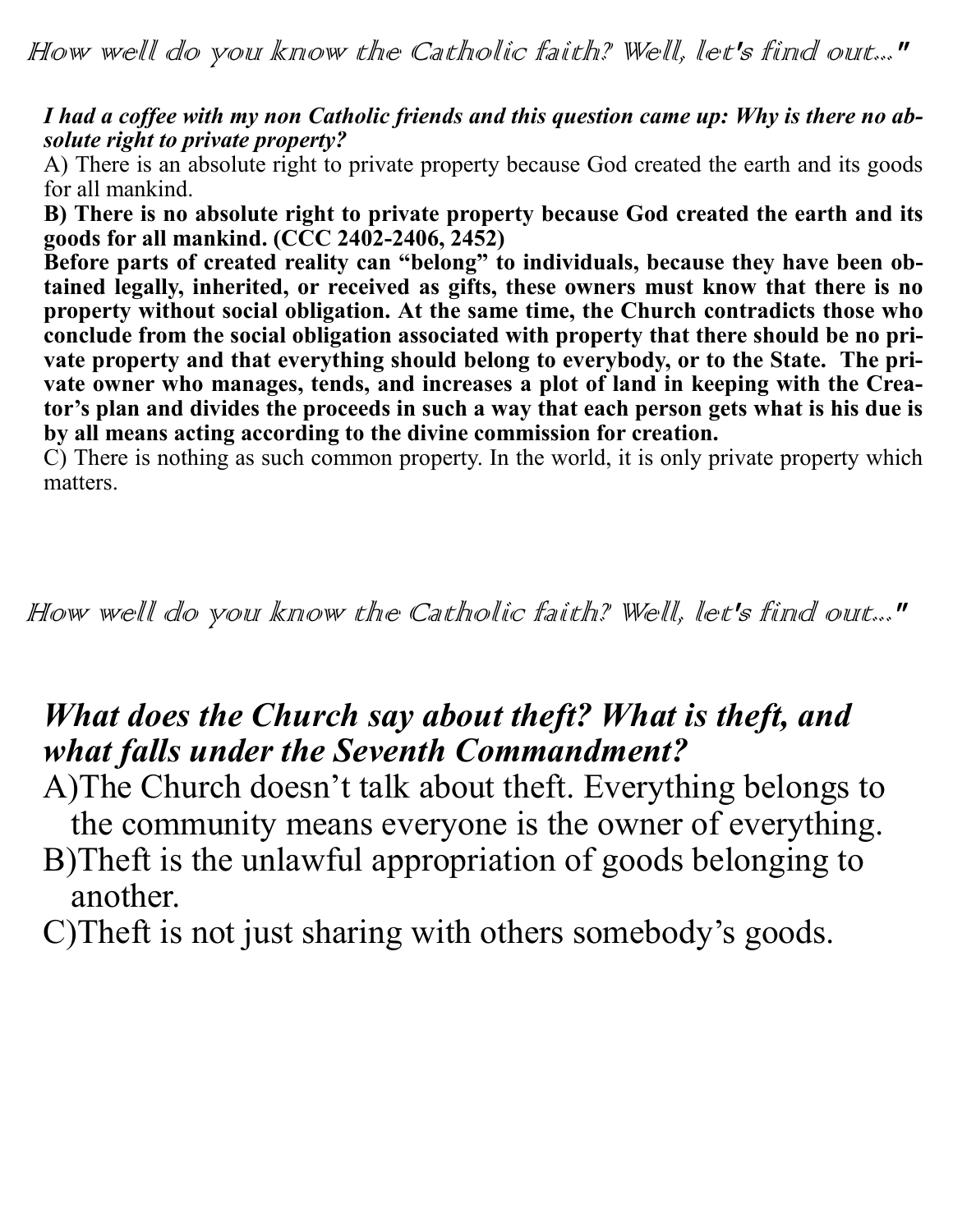How well do you know the Catholic faith? Well, let's find out..."

***I had a coffee with my non Catholic friends and this question came up: Why is there no absolute right to private property?***

A) There is an absolute right to private property because God created the earth and its goods for all mankind.

**B) There is no absolute right to private property because God created the earth and its goods for all mankind. (CCC 2402-2406, 2452)**

**Before parts of created reality can "belong" to individuals, because they have been obtained legally, inherited, or received as gifts, these owners must know that there is no property without social obligation. At the same time, the Church contradicts those who conclude from the social obligation associated with property that there should be no private property and that everything should belong to everybody, or to the State. The private owner who manages, tends, and increases a plot of land in keeping with the Creator's plan and divides the proceeds in such a way that each person gets what is his due is by all means acting according to the divine commission for creation.**

C) There is nothing as such common property. In the world, it is only private property which matters.

How well do you know the Catholic faith? Well, let's find out..."

## *What does the Church say about theft? What is theft, and what falls under the Seventh Commandment?*

A)The Church doesn't talk about theft. Everything belongs to the community means everyone is the owner of everything.

B)Theft is the unlawful appropriation of goods belonging to another.

C)Theft is not just sharing with others somebody's goods.